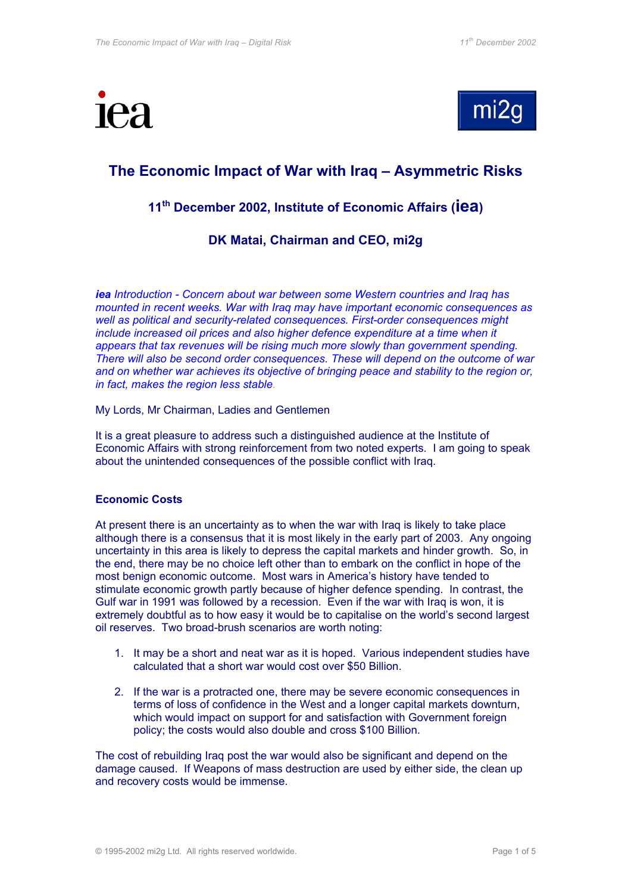# The Economic Impact of War with Iraq – Asymmetric Risks

### 11th December 2002, Institute of Economic Affairs (iea)

### DK Matai, Chairman and CEO, mi2g

***iea** Introduction - Concern about war between some Western countries and Iraq has mounted in recent weeks. War with Iraq may have important economic consequences as well as political and security-related consequences. First-order consequences might include increased oil prices and also higher defence expenditure at a time when it appears that tax revenues will be rising much more slowly than government spending. There will also be second order consequences. These will depend on the outcome of war and on whether war achieves its objective of bringing peace and stability to the region or, in fact, makes the region less stable.*

My Lords, Mr Chairman, Ladies and Gentlemen

It is a great pleasure to address such a distinguished audience at the Institute of Economic Affairs with strong reinforcement from two noted experts. I am going to speak about the unintended consequences of the possible conflict with Iraq.

**Economic Costs**

At present there is an uncertainty as to when the war with Iraq is likely to take place although there is a consensus that it is most likely in the early part of 2003. Any ongoing uncertainty in this area is likely to depress the capital markets and hinder growth. So, in the end, there may be no choice left other than to embark on the conflict in hope of the most benign economic outcome. Most wars in America's history have tended to stimulate economic growth partly because of higher defence spending. In contrast, the Gulf war in 1991 was followed by a recession. Even if the war with Iraq is won, it is extremely doubtful as to how easy it would be to capitalise on the world's second largest oil reserves. Two broad-brush scenarios are worth noting:

1. It may be a short and neat war as it is hoped. Various independent studies have calculated that a short war would cost over $50 Billion.

2. If the war is a protracted one, there may be severe economic consequences in terms of loss of confidence in the West and a longer capital markets downturn, which would impact on support for and satisfaction with Government foreign policy; the costs would also double and cross $100 Billion.

The cost of rebuilding Iraq post the war would also be significant and depend on the damage caused. If Weapons of mass destruction are used by either side, the clean up and recovery costs would be immense.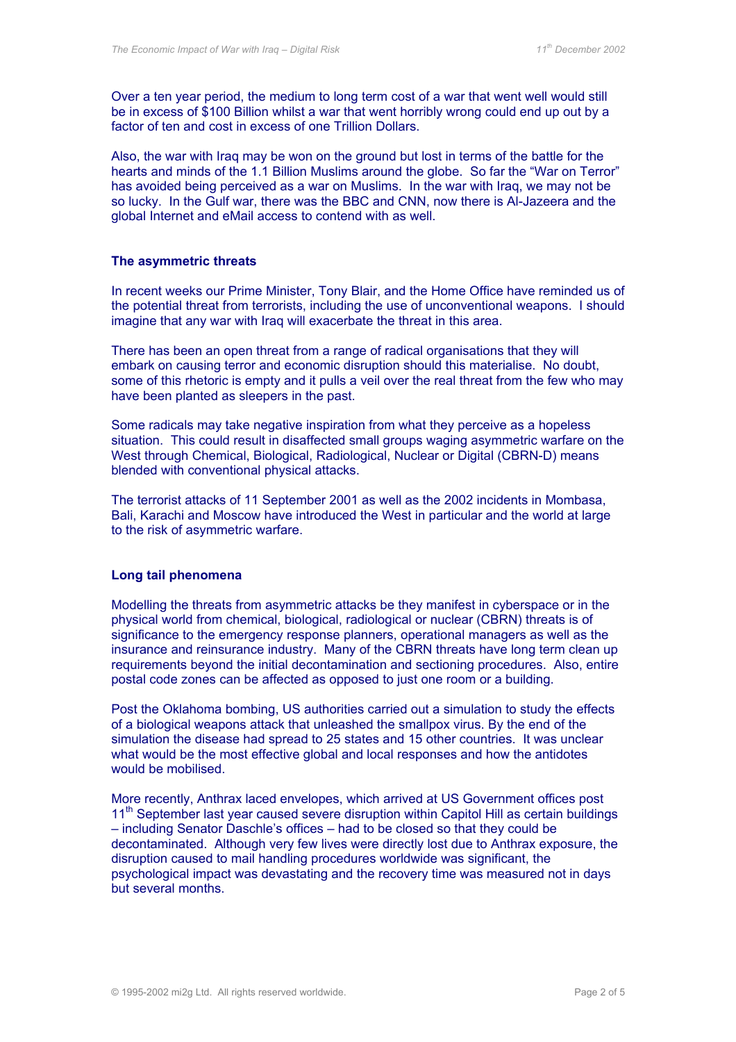Over a ten year period, the medium to long term cost of a war that went well would still be in excess of $100 Billion whilst a war that went horribly wrong could end up out by a factor of ten and cost in excess of one Trillion Dollars.

Also, the war with Iraq may be won on the ground but lost in terms of the battle for the hearts and minds of the 1.1 Billion Muslims around the globe. So far the "War on Terror" has avoided being perceived as a war on Muslims. In the war with Iraq, we may not be so lucky. In the Gulf war, there was the BBC and CNN, now there is Al-Jazeera and the global Internet and eMail access to contend with as well.

**The asymmetric threats**

In recent weeks our Prime Minister, Tony Blair, and the Home Office have reminded us of the potential threat from terrorists, including the use of unconventional weapons. I should imagine that any war with Iraq will exacerbate the threat in this area.

There has been an open threat from a range of radical organisations that they will embark on causing terror and economic disruption should this materialise. No doubt, some of this rhetoric is empty and it pulls a veil over the real threat from the few who may have been planted as sleepers in the past.

Some radicals may take negative inspiration from what they perceive as a hopeless situation. This could result in disaffected small groups waging asymmetric warfare on the West through Chemical, Biological, Radiological, Nuclear or Digital (CBRN-D) means blended with conventional physical attacks.

The terrorist attacks of 11 September 2001 as well as the 2002 incidents in Mombasa, Bali, Karachi and Moscow have introduced the West in particular and the world at large to the risk of asymmetric warfare.

**Long tail phenomena**

Modelling the threats from asymmetric attacks be they manifest in cyberspace or in the physical world from chemical, biological, radiological or nuclear (CBRN) threats is of significance to the emergency response planners, operational managers as well as the insurance and reinsurance industry. Many of the CBRN threats have long term clean up requirements beyond the initial decontamination and sectioning procedures. Also, entire postal code zones can be affected as opposed to just one room or a building.

Post the Oklahoma bombing, US authorities carried out a simulation to study the effects of a biological weapons attack that unleashed the smallpox virus. By the end of the simulation the disease had spread to 25 states and 15 other countries. It was unclear what would be the most effective global and local responses and how the antidotes would be mobilised.

More recently, Anthrax laced envelopes, which arrived at US Government offices post 11th September last year caused severe disruption within Capitol Hill as certain buildings – including Senator Daschle's offices – had to be closed so that they could be decontaminated. Although very few lives were directly lost due to Anthrax exposure, the disruption caused to mail handling procedures worldwide was significant, the psychological impact was devastating and the recovery time was measured not in days but several months.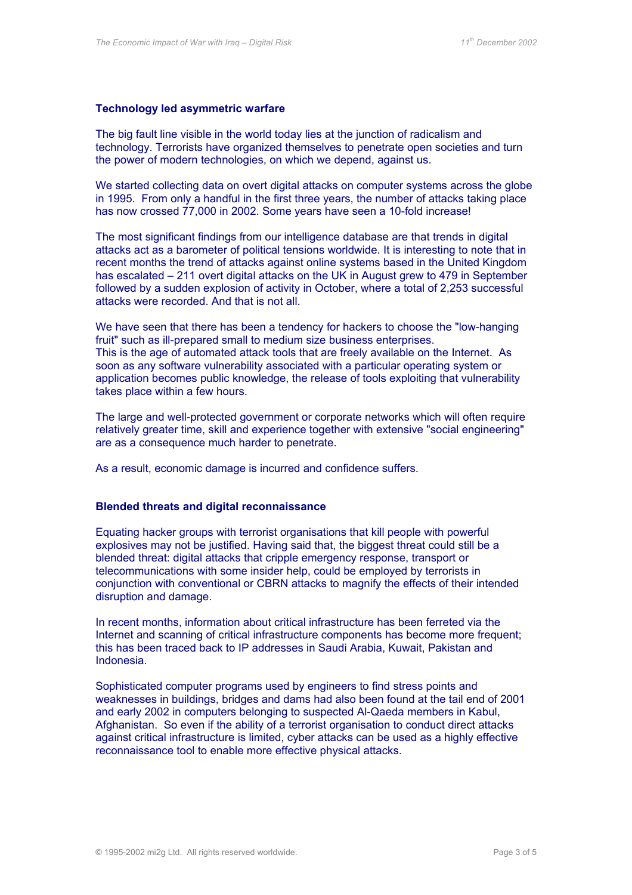### Technology led asymmetric warfare

The big fault line visible in the world today lies at the junction of radicalism and technology. Terrorists have organized themselves to penetrate open societies and turn the power of modern technologies, on which we depend, against us.

We started collecting data on overt digital attacks on computer systems across the globe in 1995. From only a handful in the first three years, the number of attacks taking place has now crossed 77,000 in 2002. Some years have seen a 10-fold increase!

The most significant findings from our intelligence database are that trends in digital attacks act as a barometer of political tensions worldwide. It is interesting to note that in recent months the trend of attacks against online systems based in the United Kingdom has escalated – 211 overt digital attacks on the UK in August grew to 479 in September followed by a sudden explosion of activity in October, where a total of 2,253 successful attacks were recorded. And that is not all.

We have seen that there has been a tendency for hackers to choose the "low-hanging fruit" such as ill-prepared small to medium size business enterprises.
This is the age of automated attack tools that are freely available on the Internet. As soon as any software vulnerability associated with a particular operating system or application becomes public knowledge, the release of tools exploiting that vulnerability takes place within a few hours.

The large and well-protected government or corporate networks which will often require relatively greater time, skill and experience together with extensive "social engineering" are as a consequence much harder to penetrate.

As a result, economic damage is incurred and confidence suffers.

### Blended threats and digital reconnaissance

Equating hacker groups with terrorist organisations that kill people with powerful explosives may not be justified. Having said that, the biggest threat could still be a blended threat: digital attacks that cripple emergency response, transport or telecommunications with some insider help, could be employed by terrorists in conjunction with conventional or CBRN attacks to magnify the effects of their intended disruption and damage.

In recent months, information about critical infrastructure has been ferreted via the Internet and scanning of critical infrastructure components has become more frequent; this has been traced back to IP addresses in Saudi Arabia, Kuwait, Pakistan and Indonesia.

Sophisticated computer programs used by engineers to find stress points and weaknesses in buildings, bridges and dams had also been found at the tail end of 2001 and early 2002 in computers belonging to suspected Al-Qaeda members in Kabul, Afghanistan. So even if the ability of a terrorist organisation to conduct direct attacks against critical infrastructure is limited, cyber attacks can be used as a highly effective reconnaissance tool to enable more effective physical attacks.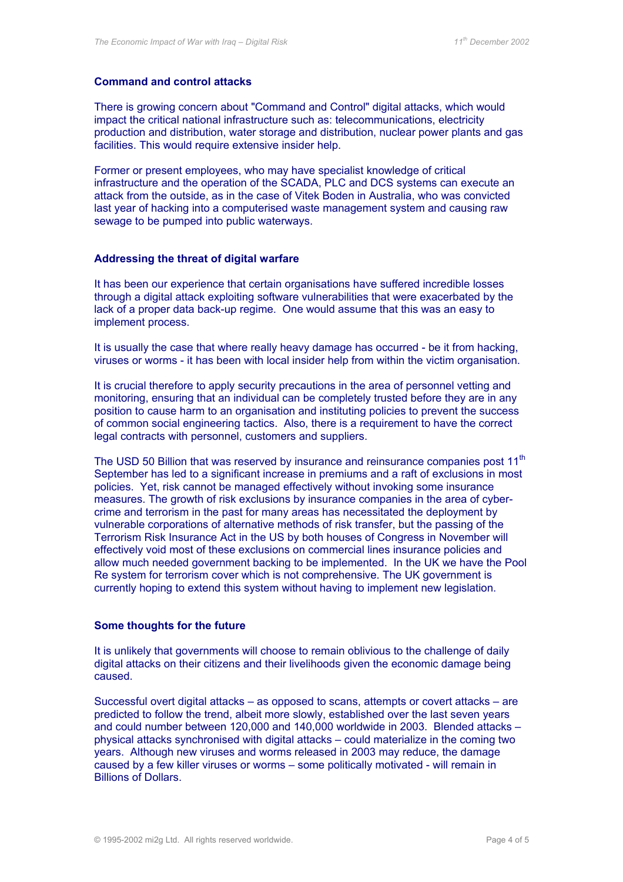## Command and control attacks

There is growing concern about "Command and Control" digital attacks, which would impact the critical national infrastructure such as: telecommunications, electricity production and distribution, water storage and distribution, nuclear power plants and gas facilities. This would require extensive insider help.

Former or present employees, who may have specialist knowledge of critical infrastructure and the operation of the SCADA, PLC and DCS systems can execute an attack from the outside, as in the case of Vitek Boden in Australia, who was convicted last year of hacking into a computerised waste management system and causing raw sewage to be pumped into public waterways.

## Addressing the threat of digital warfare

It has been our experience that certain organisations have suffered incredible losses through a digital attack exploiting software vulnerabilities that were exacerbated by the lack of a proper data back-up regime. One would assume that this was an easy to implement process.

It is usually the case that where really heavy damage has occurred - be it from hacking, viruses or worms - it has been with local insider help from within the victim organisation.

It is crucial therefore to apply security precautions in the area of personnel vetting and monitoring, ensuring that an individual can be completely trusted before they are in any position to cause harm to an organisation and instituting policies to prevent the success of common social engineering tactics. Also, there is a requirement to have the correct legal contracts with personnel, customers and suppliers.

The USD 50 Billion that was reserved by insurance and reinsurance companies post 11th September has led to a significant increase in premiums and a raft of exclusions in most policies. Yet, risk cannot be managed effectively without invoking some insurance measures. The growth of risk exclusions by insurance companies in the area of cyber-crime and terrorism in the past for many areas has necessitated the deployment by vulnerable corporations of alternative methods of risk transfer, but the passing of the Terrorism Risk Insurance Act in the US by both houses of Congress in November will effectively void most of these exclusions on commercial lines insurance policies and allow much needed government backing to be implemented. In the UK we have the Pool Re system for terrorism cover which is not comprehensive. The UK government is currently hoping to extend this system without having to implement new legislation.

## Some thoughts for the future

It is unlikely that governments will choose to remain oblivious to the challenge of daily digital attacks on their citizens and their livelihoods given the economic damage being caused.

Successful overt digital attacks – as opposed to scans, attempts or covert attacks – are predicted to follow the trend, albeit more slowly, established over the last seven years and could number between 120,000 and 140,000 worldwide in 2003. Blended attacks – physical attacks synchronised with digital attacks – could materialize in the coming two years. Although new viruses and worms released in 2003 may reduce, the damage caused by a few killer viruses or worms – some politically motivated - will remain in Billions of Dollars.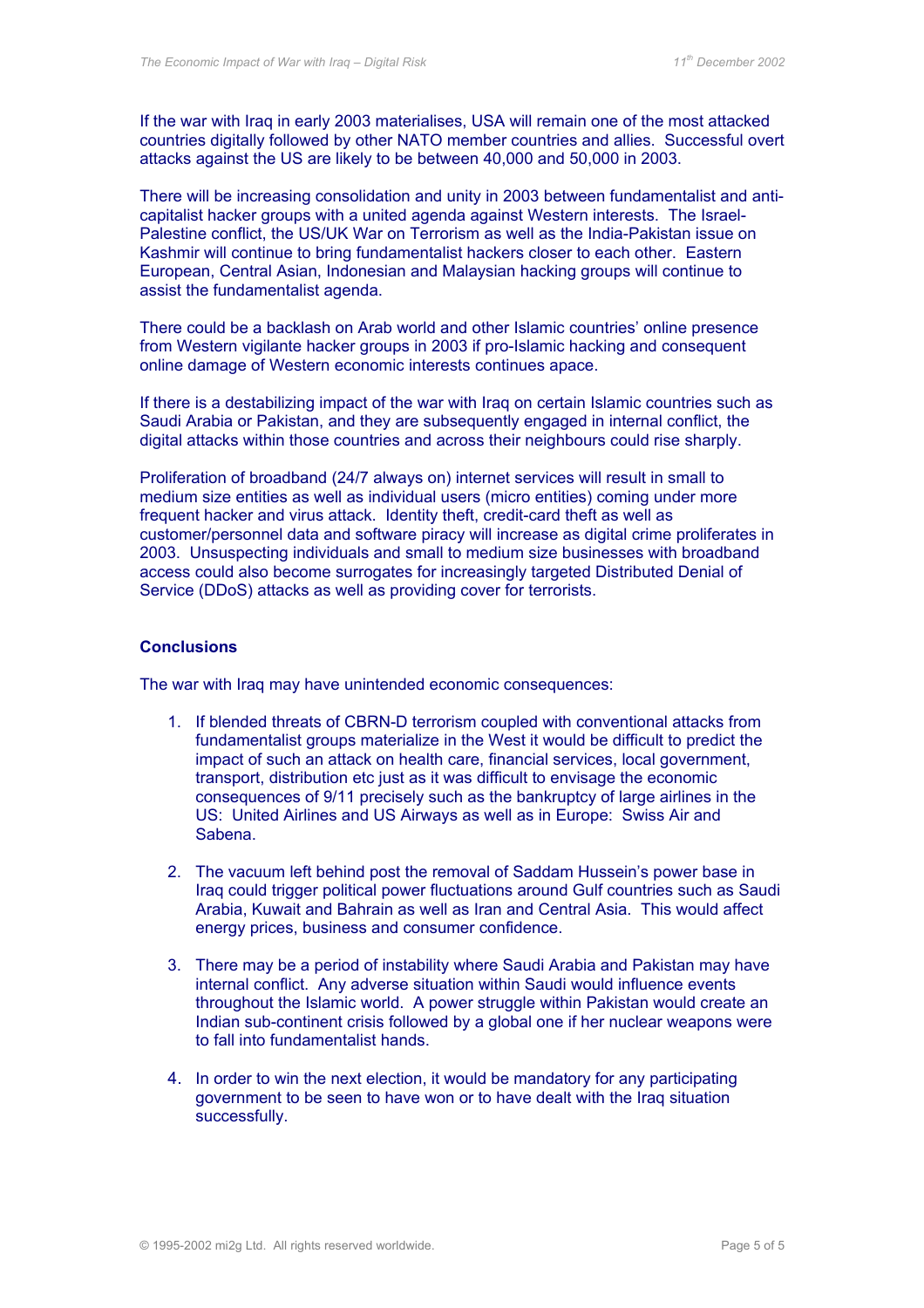If the war with Iraq in early 2003 materialises, USA will remain one of the most attacked countries digitally followed by other NATO member countries and allies. Successful overt attacks against the US are likely to be between 40,000 and 50,000 in 2003.

There will be increasing consolidation and unity in 2003 between fundamentalist and anti-capitalist hacker groups with a united agenda against Western interests. The Israel-Palestine conflict, the US/UK War on Terrorism as well as the India-Pakistan issue on Kashmir will continue to bring fundamentalist hackers closer to each other. Eastern European, Central Asian, Indonesian and Malaysian hacking groups will continue to assist the fundamentalist agenda.

There could be a backlash on Arab world and other Islamic countries' online presence from Western vigilante hacker groups in 2003 if pro-Islamic hacking and consequent online damage of Western economic interests continues apace.

If there is a destabilizing impact of the war with Iraq on certain Islamic countries such as Saudi Arabia or Pakistan, and they are subsequently engaged in internal conflict, the digital attacks within those countries and across their neighbours could rise sharply.

Proliferation of broadband (24/7 always on) internet services will result in small to medium size entities as well as individual users (micro entities) coming under more frequent hacker and virus attack. Identity theft, credit-card theft as well as customer/personnel data and software piracy will increase as digital crime proliferates in 2003. Unsuspecting individuals and small to medium size businesses with broadband access could also become surrogates for increasingly targeted Distributed Denial of Service (DDoS) attacks as well as providing cover for terrorists.

### Conclusions

The war with Iraq may have unintended economic consequences:

1. If blended threats of CBRN-D terrorism coupled with conventional attacks from fundamentalist groups materialize in the West it would be difficult to predict the impact of such an attack on health care, financial services, local government, transport, distribution etc just as it was difficult to envisage the economic consequences of 9/11 precisely such as the bankruptcy of large airlines in the US: United Airlines and US Airways as well as in Europe: Swiss Air and Sabena.

2. The vacuum left behind post the removal of Saddam Hussein's power base in Iraq could trigger political power fluctuations around Gulf countries such as Saudi Arabia, Kuwait and Bahrain as well as Iran and Central Asia. This would affect energy prices, business and consumer confidence.

3. There may be a period of instability where Saudi Arabia and Pakistan may have internal conflict. Any adverse situation within Saudi would influence events throughout the Islamic world. A power struggle within Pakistan would create an Indian sub-continent crisis followed by a global one if her nuclear weapons were to fall into fundamentalist hands.

4. In order to win the next election, it would be mandatory for any participating government to be seen to have won or to have dealt with the Iraq situation successfully.

© 1995-2002 mi2g Ltd. All rights reserved worldwide.